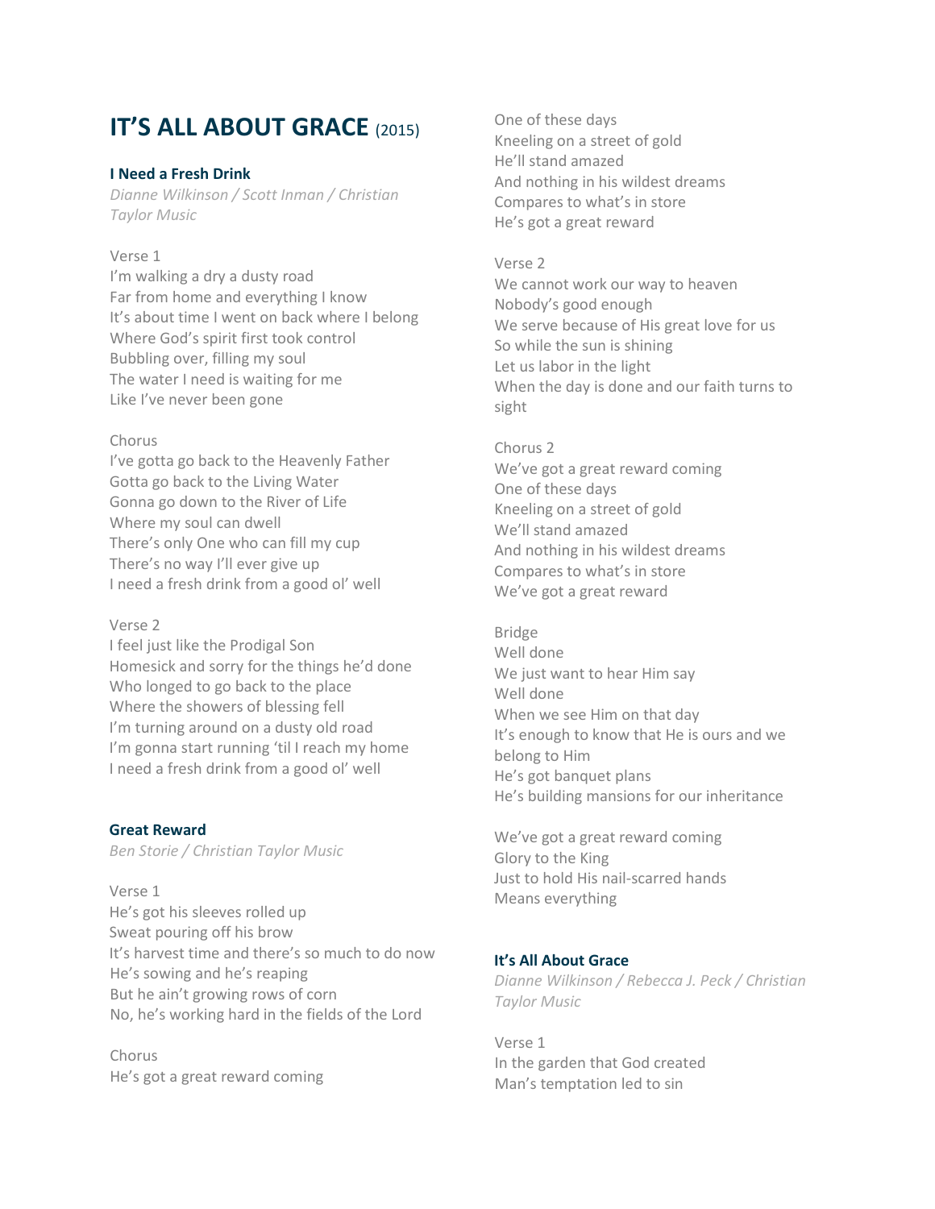# IT'S ALL ABOUT GRACE (2015)

### I Need a Fresh Drink

*Dianne Wilkinson / Scott Inman / Christian Taylor Music*

Verse 1
I'm walking a dry a dusty road
Far from home and everything I know
It's about time I went on back where I belong
Where God's spirit first took control
Bubbling over, filling my soul
The water I need is waiting for me
Like I've never been gone

Chorus
I've gotta go back to the Heavenly Father
Gotta go back to the Living Water
Gonna go down to the River of Life
Where my soul can dwell
There's only One who can fill my cup
There's no way I'll ever give up
I need a fresh drink from a good ol' well

Verse 2
I feel just like the Prodigal Son
Homesick and sorry for the things he'd done
Who longed to go back to the place
Where the showers of blessing fell
I'm turning around on a dusty old road
I'm gonna start running 'til I reach my home
I need a fresh drink from a good ol' well

### Great Reward

*Ben Storie / Christian Taylor Music*

Verse 1
He's got his sleeves rolled up
Sweat pouring off his brow
It's harvest time and there's so much to do now
He's sowing and he's reaping
But he ain't growing rows of corn
No, he's working hard in the fields of the Lord

Chorus
He's got a great reward coming
One of these days
Kneeling on a street of gold
He'll stand amazed
And nothing in his wildest dreams
Compares to what's in store
He's got a great reward

Verse 2
We cannot work our way to heaven
Nobody's good enough
We serve because of His great love for us
So while the sun is shining
Let us labor in the light
When the day is done and our faith turns to sight

Chorus 2
We've got a great reward coming
One of these days
Kneeling on a street of gold
We'll stand amazed
And nothing in his wildest dreams
Compares to what's in store
We've got a great reward

Bridge
Well done
We just want to hear Him say
Well done
When we see Him on that day
It's enough to know that He is ours and we belong to Him
He's got banquet plans
He's building mansions for our inheritance

We've got a great reward coming
Glory to the King
Just to hold His nail-scarred hands
Means everything

### It's All About Grace

*Dianne Wilkinson / Rebecca J. Peck / Christian Taylor Music*

Verse 1
In the garden that God created
Man's temptation led to sin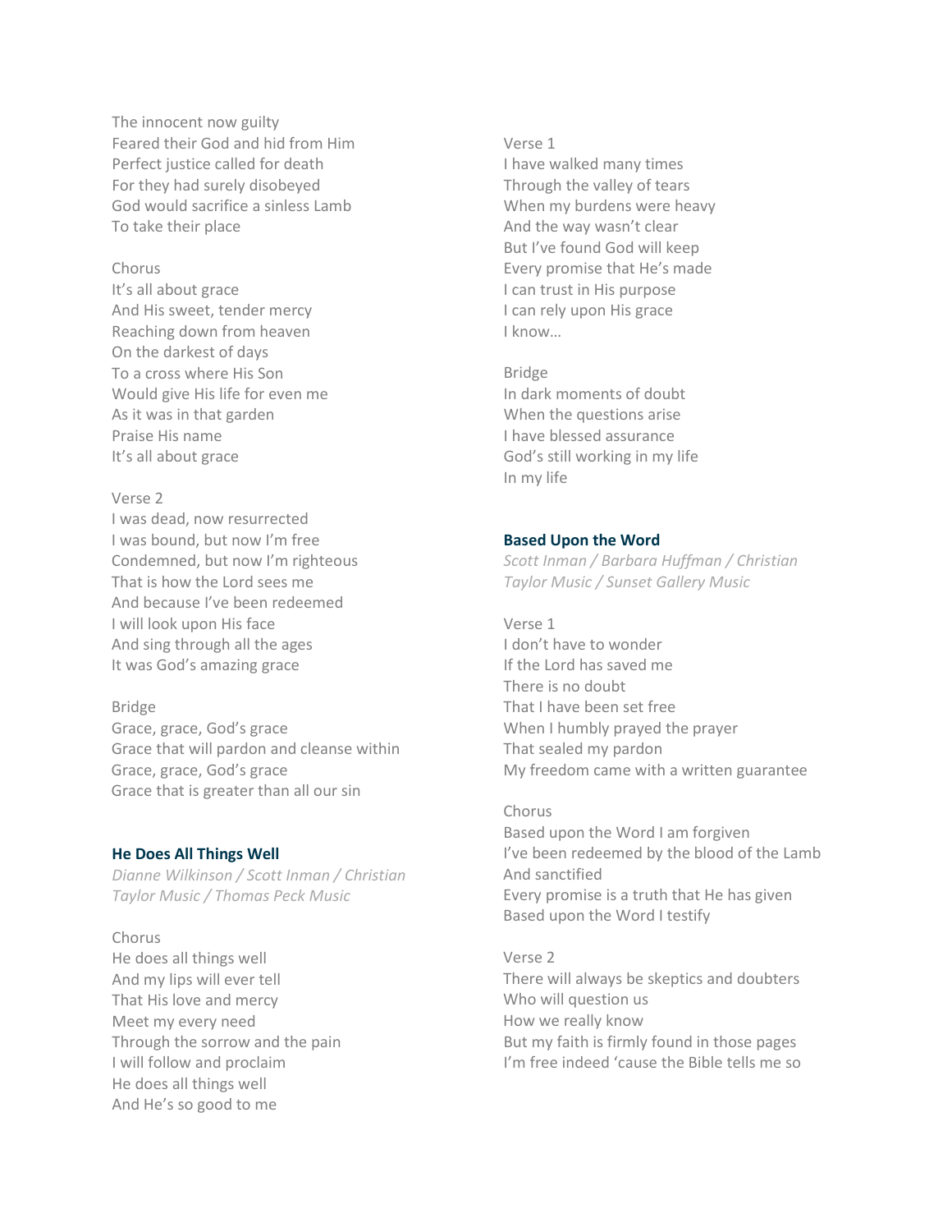The innocent now guilty
Feared their God and hid from Him
Perfect justice called for death
For they had surely disobeyed
God would sacrifice a sinless Lamb
To take their place

Chorus
It's all about grace
And His sweet, tender mercy
Reaching down from heaven
On the darkest of days
To a cross where His Son
Would give His life for even me
As it was in that garden
Praise His name
It's all about grace

Verse 2
I was dead, now resurrected
I was bound, but now I'm free
Condemned, but now I'm righteous
That is how the Lord sees me
And because I've been redeemed
I will look upon His face
And sing through all the ages
It was God's amazing grace

Bridge
Grace, grace, God's grace
Grace that will pardon and cleanse within
Grace, grace, God's grace
Grace that is greater than all our sin

### He Does All Things Well

*Dianne Wilkinson / Scott Inman / Christian Taylor Music / Thomas Peck Music*

Chorus
He does all things well
And my lips will ever tell
That His love and mercy
Meet my every need
Through the sorrow and the pain
I will follow and proclaim
He does all things well
And He's so good to me

Verse 1
I have walked many times
Through the valley of tears
When my burdens were heavy
And the way wasn't clear
But I've found God will keep
Every promise that He's made
I can trust in His purpose
I can rely upon His grace
I know…

Bridge
In dark moments of doubt
When the questions arise
I have blessed assurance
God's still working in my life
In my life

### Based Upon the Word

*Scott Inman / Barbara Huffman / Christian Taylor Music / Sunset Gallery Music*

Verse 1
I don't have to wonder
If the Lord has saved me
There is no doubt
That I have been set free
When I humbly prayed the prayer
That sealed my pardon
My freedom came with a written guarantee

Chorus
Based upon the Word I am forgiven
I've been redeemed by the blood of the Lamb
And sanctified
Every promise is a truth that He has given
Based upon the Word I testify

Verse 2
There will always be skeptics and doubters
Who will question us
How we really know
But my faith is firmly found in those pages
I'm free indeed 'cause the Bible tells me so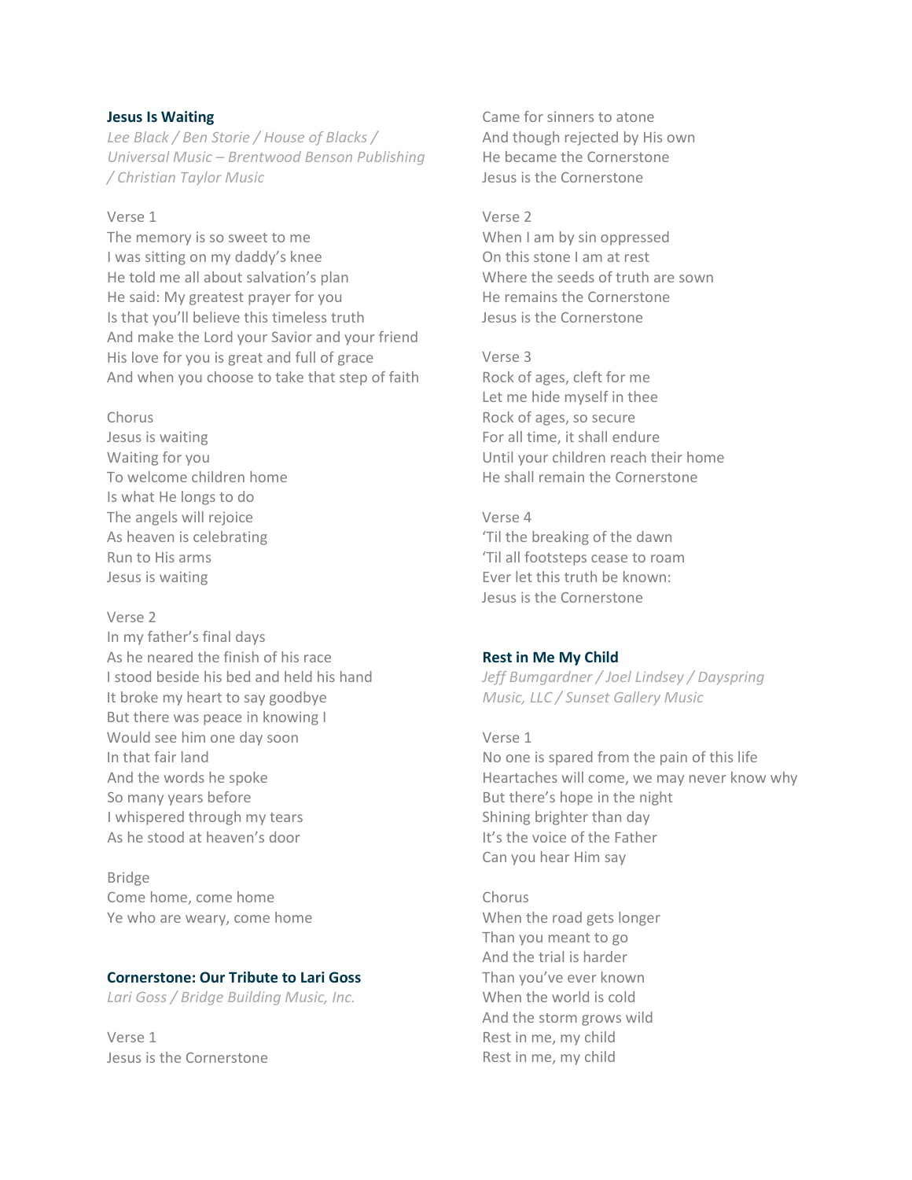### Jesus Is Waiting

*Lee Black / Ben Storie / House of Blacks / Universal Music – Brentwood Benson Publishing / Christian Taylor Music*

Verse 1
The memory is so sweet to me
I was sitting on my daddy's knee
He told me all about salvation's plan
He said: My greatest prayer for you
Is that you'll believe this timeless truth
And make the Lord your Savior and your friend
His love for you is great and full of grace
And when you choose to take that step of faith

Chorus
Jesus is waiting
Waiting for you
To welcome children home
Is what He longs to do
The angels will rejoice
As heaven is celebrating
Run to His arms
Jesus is waiting

Verse 2
In my father's final days
As he neared the finish of his race
I stood beside his bed and held his hand
It broke my heart to say goodbye
But there was peace in knowing I
Would see him one day soon
In that fair land
And the words he spoke
So many years before
I whispered through my tears
As he stood at heaven's door

Bridge
Come home, come home
Ye who are weary, come home

### Cornerstone: Our Tribute to Lari Goss

*Lari Goss / Bridge Building Music, Inc.*

Verse 1
Jesus is the Cornerstone
Came for sinners to atone
And though rejected by His own
He became the Cornerstone
Jesus is the Cornerstone

Verse 2
When I am by sin oppressed
On this stone I am at rest
Where the seeds of truth are sown
He remains the Cornerstone
Jesus is the Cornerstone

Verse 3
Rock of ages, cleft for me
Let me hide myself in thee
Rock of ages, so secure
For all time, it shall endure
Until your children reach their home
He shall remain the Cornerstone

Verse 4
'Til the breaking of the dawn
'Til all footsteps cease to roam
Ever let this truth be known:
Jesus is the Cornerstone

### Rest in Me My Child

*Jeff Bumgardner / Joel Lindsey / Dayspring Music, LLC / Sunset Gallery Music*

Verse 1
No one is spared from the pain of this life
Heartaches will come, we may never know why
But there's hope in the night
Shining brighter than day
It's the voice of the Father
Can you hear Him say

Chorus
When the road gets longer
Than you meant to go
And the trial is harder
Than you've ever known
When the world is cold
And the storm grows wild
Rest in me, my child
Rest in me, my child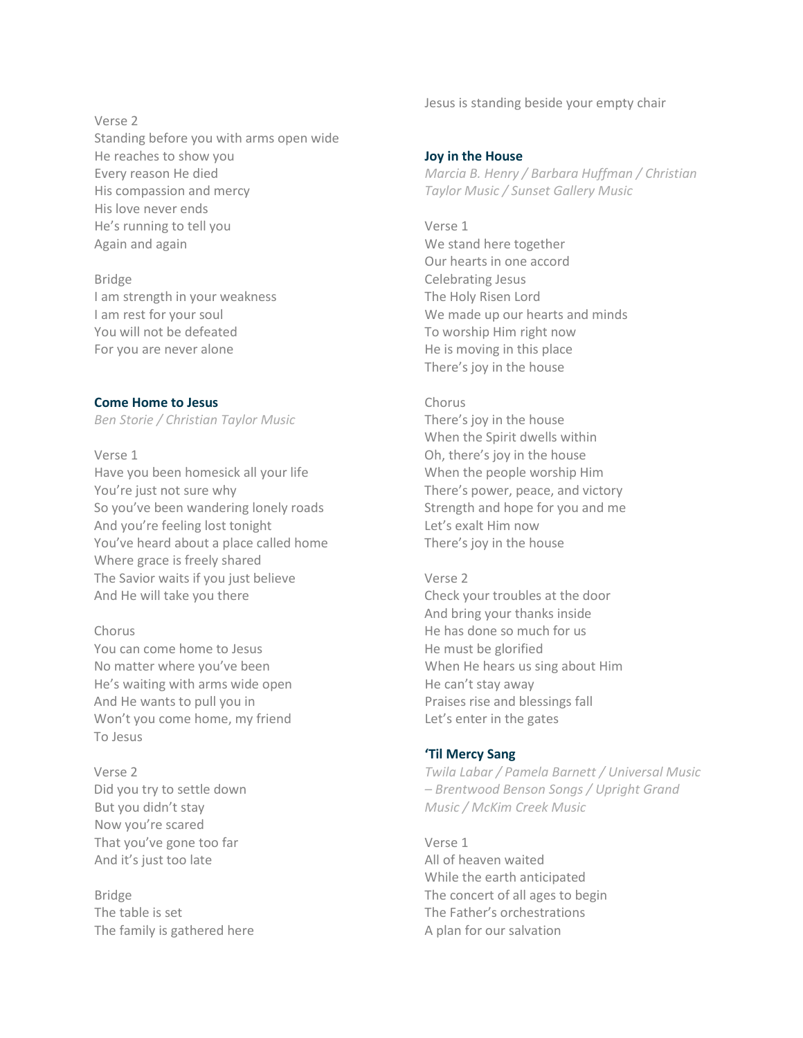Verse 2
Standing before you with arms open wide
He reaches to show you
Every reason He died
His compassion and mercy
His love never ends
He's running to tell you
Again and again

Bridge
I am strength in your weakness
I am rest for your soul
You will not be defeated
For you are never alone

### Come Home to Jesus

*Ben Storie / Christian Taylor Music*

Verse 1
Have you been homesick all your life
You're just not sure why
So you've been wandering lonely roads
And you're feeling lost tonight
You've heard about a place called home
Where grace is freely shared
The Savior waits if you just believe
And He will take you there

Chorus
You can come home to Jesus
No matter where you've been
He's waiting with arms wide open
And He wants to pull you in
Won't you come home, my friend
To Jesus

Verse 2
Did you try to settle down
But you didn't stay
Now you're scared
That you've gone too far
And it's just too late

Bridge
The table is set
The family is gathered here
Jesus is standing beside your empty chair

### Joy in the House

*Marcia B. Henry / Barbara Huffman / Christian Taylor Music / Sunset Gallery Music*

Verse 1
We stand here together
Our hearts in one accord
Celebrating Jesus
The Holy Risen Lord
We made up our hearts and minds
To worship Him right now
He is moving in this place
There's joy in the house

Chorus
There's joy in the house
When the Spirit dwells within
Oh, there's joy in the house
When the people worship Him
There's power, peace, and victory
Strength and hope for you and me
Let's exalt Him now
There's joy in the house

Verse 2
Check your troubles at the door
And bring your thanks inside
He has done so much for us
He must be glorified
When He hears us sing about Him
He can't stay away
Praises rise and blessings fall
Let's enter in the gates

### 'Til Mercy Sang

*Twila Labar / Pamela Barnett / Universal Music – Brentwood Benson Songs / Upright Grand Music / McKim Creek Music*

Verse 1
All of heaven waited
While the earth anticipated
The concert of all ages to begin
The Father's orchestrations
A plan for our salvation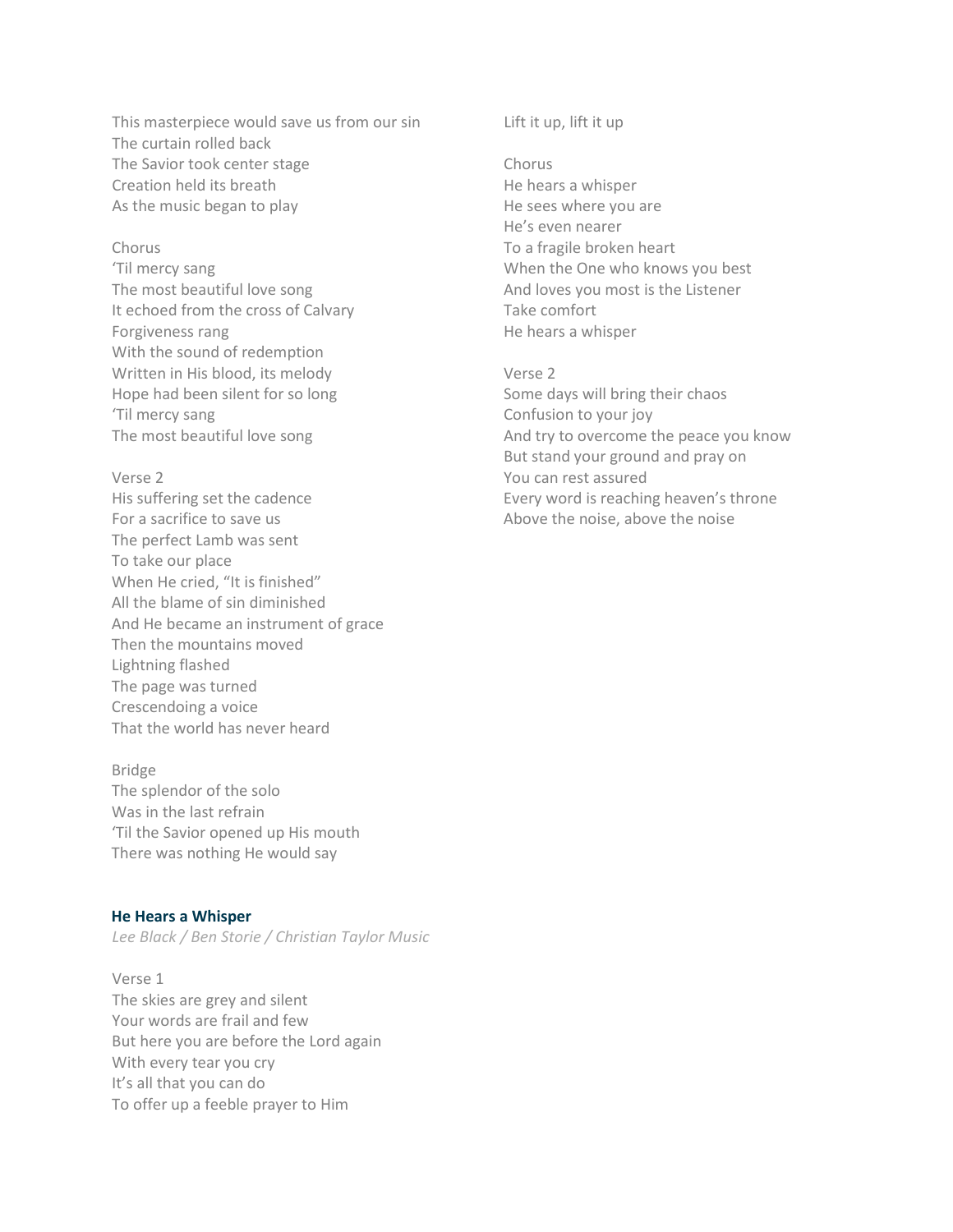This masterpiece would save us from our sin
The curtain rolled back
The Savior took center stage
Creation held its breath
As the music began to play

Chorus
'Til mercy sang
The most beautiful love song
It echoed from the cross of Calvary
Forgiveness rang
With the sound of redemption
Written in His blood, its melody
Hope had been silent for so long
'Til mercy sang
The most beautiful love song

Verse 2
His suffering set the cadence
For a sacrifice to save us
The perfect Lamb was sent
To take our place
When He cried, "It is finished"
All the blame of sin diminished
And He became an instrument of grace
Then the mountains moved
Lightning flashed
The page was turned
Crescendoing a voice
That the world has never heard

Bridge
The splendor of the solo
Was in the last refrain
'Til the Savior opened up His mouth
There was nothing He would say

### He Hears a Whisper

*Lee Black / Ben Storie / Christian Taylor Music*

Verse 1
The skies are grey and silent
Your words are frail and few
But here you are before the Lord again
With every tear you cry
It's all that you can do
To offer up a feeble prayer to Him
Lift it up, lift it up

Chorus
He hears a whisper
He sees where you are
He's even nearer
To a fragile broken heart
When the One who knows you best
And loves you most is the Listener
Take comfort
He hears a whisper

Verse 2
Some days will bring their chaos
Confusion to your joy
And try to overcome the peace you know
But stand your ground and pray on
You can rest assured
Every word is reaching heaven's throne
Above the noise, above the noise